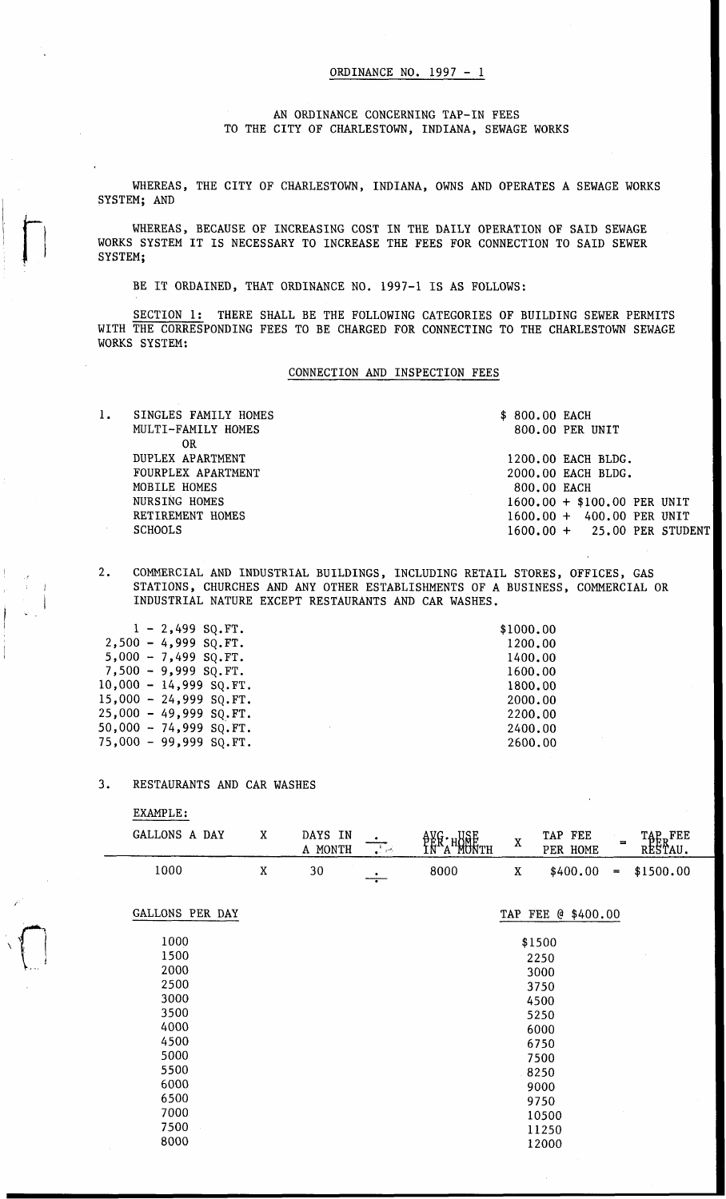ORDINANCE NO. 1997 - 1

AN ORDINANCE CONCERNING TAP-IN FEES
TO THE CITY OF CHARLESTOWN, INDIANA, SEWAGE WORKS

WHEREAS, THE CITY OF CHARLESTOWN, INDIANA, OWNS AND OPERATES A SEWAGE WORKS SYSTEM; AND

WHEREAS, BECAUSE OF INCREASING COST IN THE DAILY OPERATION OF SAID SEWAGE WORKS SYSTEM IT IS NECESSARY TO INCREASE THE FEES FOR CONNECTION TO SAID SEWER SYSTEM;

BE IT ORDAINED, THAT ORDINANCE NO. 1997-1 IS AS FOLLOWS:

SECTION 1: THERE SHALL BE THE FOLLOWING CATEGORIES OF BUILDING SEWER PERMITS WITH THE CORRESPONDING FEES TO BE CHARGED FOR CONNECTING TO THE CHARLESTOWN SEWAGE WORKS SYSTEM:

CONNECTION AND INSPECTION FEES

1.

| | |
|---|---|
| SINGLES FAMILY HOMES | $ 800.00 EACH |
| MULTI-FAMILY HOMES | 800.00 PER UNIT |
| OR | |
| DUPLEX APARTMENT | 1200.00 EACH BLDG. |
| FOURPLEX APARTMENT | 2000.00 EACH BLDG. |
| MOBILE HOMES | 800.00 EACH |
| NURSING HOMES | 1600.00 + $100.00 PER UNIT |
| RETIREMENT HOMES | 1600.00 + 400.00 PER UNIT |
| SCHOOLS | 1600.00 + 25.00 PER STUDENT |

2. COMMERCIAL AND INDUSTRIAL BUILDINGS, INCLUDING RETAIL STORES, OFFICES, GAS STATIONS, CHURCHES AND ANY OTHER ESTABLISHMENTS OF A BUSINESS, COMMERCIAL OR INDUSTRIAL NATURE EXCEPT RESTAURANTS AND CAR WASHES.

| | |
|---|---|
| 1 - 2,499 SQ.FT. | $1000.00 |
| 2,500 - 4,999 SQ.FT. | 1200.00 |
| 5,000 - 7,499 SQ.FT. | 1400.00 |
| 7,500 - 9,999 SQ.FT. | 1600.00 |
| 10,000 - 14,999 SQ.FT. | 1800.00 |
| 15,000 - 24,999 SQ.FT. | 2000.00 |
| 25,000 - 49,999 SQ.FT. | 2200.00 |
| 50,000 - 74,999 SQ.FT. | 2400.00 |
| 75,000 - 99,999 SQ.FT. | 2600.00 |

3. RESTAURANTS AND CAR WASHES

EXAMPLE:

| GALLONS A DAY | X | DAYS IN A MONTH | ÷ | AVG. USE PER HOME IN A MONTH | X | TAP FEE PER HOME | = | TAP FEE PER RESTAU. |
|---|---|---|---|---|---|---|---|---|
| 1000 | X | 30 | ÷ | 8000 | X | $400.00 | = | $1500.00 |

| GALLONS PER DAY | TAP FEE @ $400.00 |
|---|---|
| 1000 | $1500 |
| 1500 | 2250 |
| 2000 | 3000 |
| 2500 | 3750 |
| 3000 | 4500 |
| 3500 | 5250 |
| 4000 | 6000 |
| 4500 | 6750 |
| 5000 | 7500 |
| 5500 | 8250 |
| 6000 | 9000 |
| 6500 | 9750 |
| 7000 | 10500 |
| 7500 | 11250 |
| 8000 | 12000 |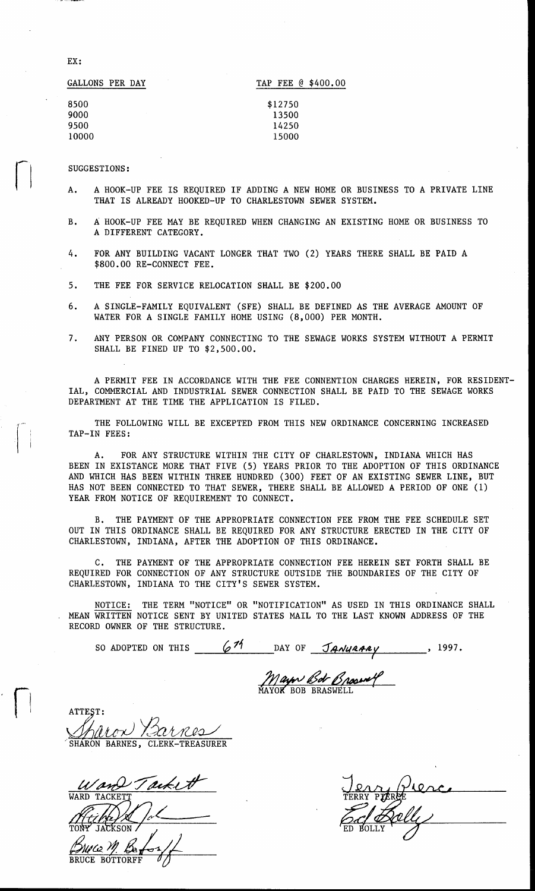EX:

| GALLONS PER DAY | TAP FEE @ $400.00 |
|---|---|
| 8500 | $12750 |
| 9000 | 13500 |
| 9500 | 14250 |
| 10000 | 15000 |

SUGGESTIONS:

A. A HOOK-UP FEE IS REQUIRED IF ADDING A NEW HOME OR BUSINESS TO A PRIVATE LINE THAT IS ALREADY HOOKED-UP TO CHARLESTOWN SEWER SYSTEM.

B. A HOOK-UP FEE MAY BE REQUIRED WHEN CHANGING AN EXISTING HOME OR BUSINESS TO A DIFFERENT CATEGORY.

4. FOR ANY BUILDING VACANT LONGER THAT TWO (2) YEARS THERE SHALL BE PAID A $800.00 RE-CONNECT FEE.

5. THE FEE FOR SERVICE RELOCATION SHALL BE $200.00

6. A SINGLE-FAMILY EQUIVALENT (SFE) SHALL BE DEFINED AS THE AVERAGE AMOUNT OF WATER FOR A SINGLE FAMILY HOME USING (8,000) PER MONTH.

7. ANY PERSON OR COMPANY CONNECTING TO THE SEWAGE WORKS SYSTEM WITHOUT A PERMIT SHALL BE FINED UP TO $2,500.00.

A PERMIT FEE IN ACCORDANCE WITH THE FEE CONNENTION CHARGES HEREIN, FOR RESIDENTIAL, COMMERCIAL AND INDUSTRIAL SEWER CONNECTION SHALL BE PAID TO THE SEWAGE WORKS DEPARTMENT AT THE TIME THE APPLICATION IS FILED.

THE FOLLOWING WILL BE EXCEPTED FROM THIS NEW ORDINANCE CONCERNING INCREASED TAP-IN FEES:

A. FOR ANY STRUCTURE WITHIN THE CITY OF CHARLESTOWN, INDIANA WHICH HAS BEEN IN EXISTANCE MORE THAT FIVE (5) YEARS PRIOR TO THE ADOPTION OF THIS ORDINANCE AND WHICH HAS BEEN WITHIN THREE HUNDRED (300) FEET OF AN EXISTING SEWER LINE, BUT HAS NOT BEEN CONNECTED TO THAT SEWER, THERE SHALL BE ALLOWED A PERIOD OF ONE (1) YEAR FROM NOTICE OF REQUIREMENT TO CONNECT.

B. THE PAYMENT OF THE APPROPRIATE CONNECTION FEE FROM THE FEE SCHEDULE SET OUT IN THIS ORDINANCE SHALL BE REQUIRED FOR ANY STRUCTURE ERECTED IN THE CITY OF CHARLESTOWN, INDIANA, AFTER THE ADOPTION OF THIS ORDINANCE.

C. THE PAYMENT OF THE APPROPRIATE CONNECTION FEE HEREIN SET FORTH SHALL BE REQUIRED FOR CONNECTION OF ANY STRUCTURE OUTSIDE THE BOUNDARIES OF THE CITY OF CHARLESTOWN, INDIANA TO THE CITY'S SEWER SYSTEM.

NOTICE: THE TERM "NOTICE" OR "NOTIFICATION" AS USED IN THIS ORDINANCE SHALL MEAN WRITTEN NOTICE SENT BY UNITED STATES MAIL TO THE LAST KNOWN ADDRESS OF THE RECORD OWNER OF THE STRUCTURE.

SO ADOPTED ON THIS 6th DAY OF JANURARY, 1997.

Mayor Bob Braswell
MAYOR BOB BRASWELL

ATTEST:
Sharon Barnes
SHARON BARNES, CLERK-TREASURER

Ward Tackett
WARD TACKETT

Tony Jackson
TONY JACKSON

Bruce M. Bottorff
BRUCE BOTTORFF

Terry Pierce
TERRY PIERCE

Ed Bolly
ED BOLLY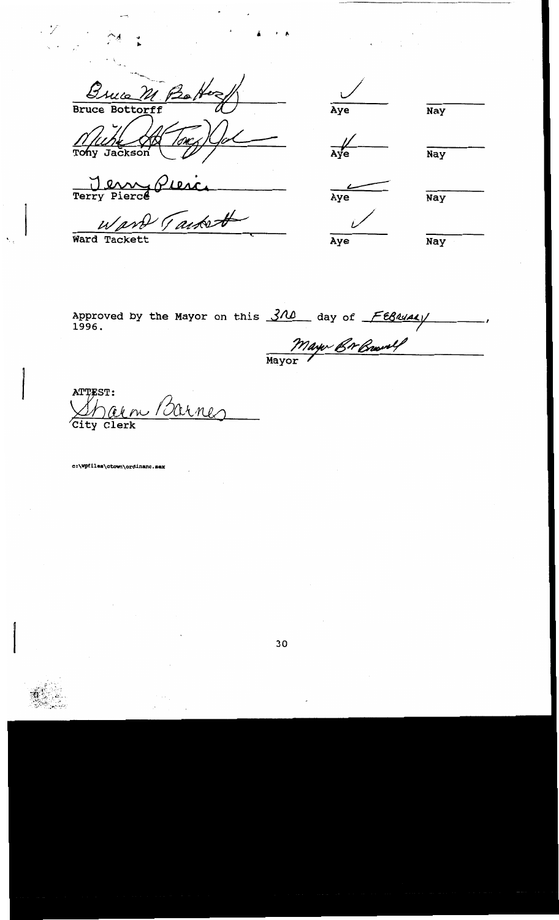| | | |
|---|---|---|
| Bruce Bottorff | ✓ Aye | Nay |
| Tony Jackson | ✓ Aye | Nay |
| Terry Pierce | ✓ Aye | Nay |
| Ward Tackett | ✓ Aye | Nay |

Approved by the Mayor on this 3RD day of FEBRUARY, 1996.

Mayor

ATTEST:

Sharon Barnes
City Clerk

c:\wpfiles\ctown\ordinanc.sex